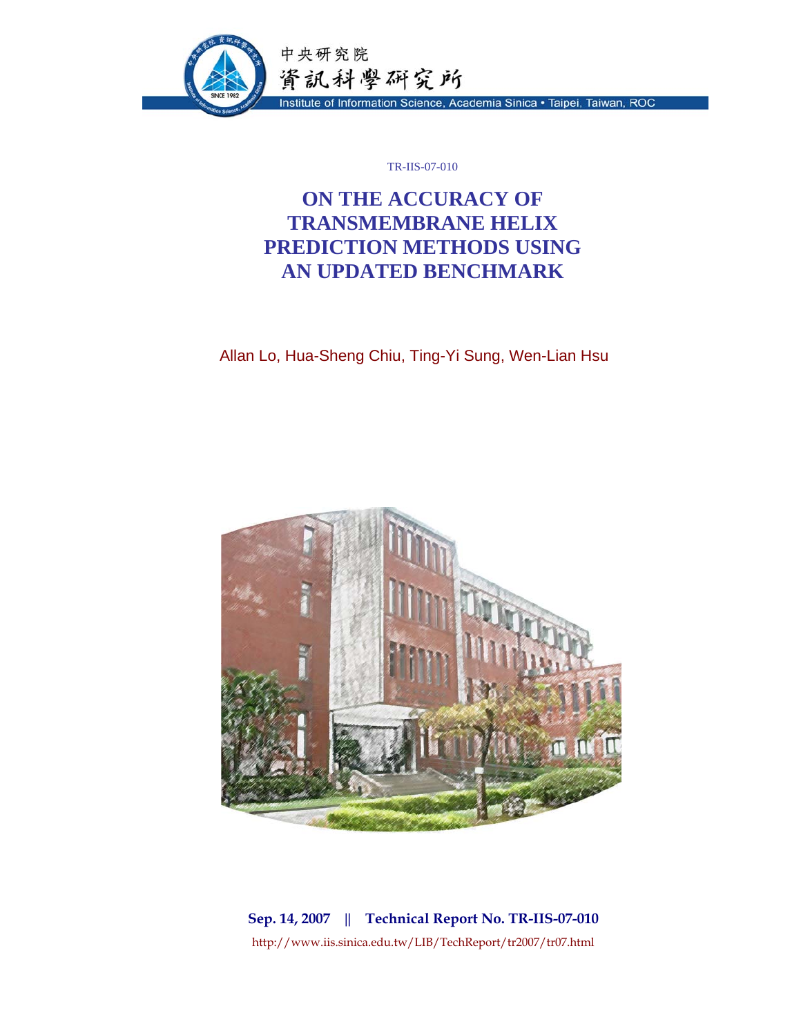中央研究院
資訊科學研究所
Institute of Information Science, Academia Sinica • Taipei, Taiwan, ROC

TR-IIS-07-010

# ON THE ACCURACY OF TRANSMEMBRANE HELIX PREDICTION METHODS USING AN UPDATED BENCHMARK

Allan Lo, Hua-Sheng Chiu, Ting-Yi Sung, Wen-Lian Hsu

**Sep. 14, 2007 || Technical Report No. TR-IIS-07-010**

http://www.iis.sinica.edu.tw/LIB/TechReport/tr2007/tr07.html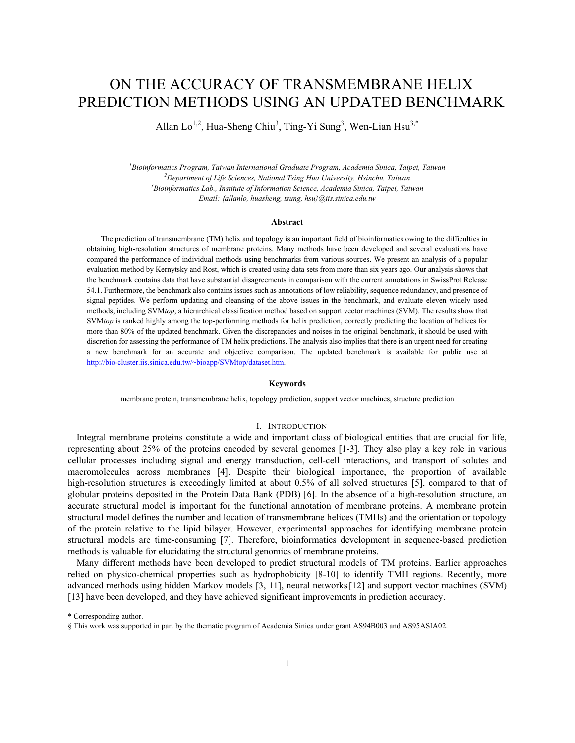# ON THE ACCURACY OF TRANSMEMBRANE HELIX PREDICTION METHODS USING AN UPDATED BENCHMARK

Allan Lo[1,2], Hua-Sheng Chiu[3], Ting-Yi Sung[3], Wen-Lian Hsu[3,*]

*[1]Bioinformatics Program, Taiwan International Graduate Program, Academia Sinica, Taipei, Taiwan*
*[2]Department of Life Sciences, National Tsing Hua University, Hsinchu, Taiwan*
*[3]Bioinformatics Lab., Institute of Information Science, Academia Sinica, Taipei, Taiwan*
*Email: {allanlo, huasheng, tsung, hsu}@iis.sinica.edu.tw*

### Abstract

The prediction of transmembrane (TM) helix and topology is an important field of bioinformatics owing to the difficulties in obtaining high-resolution structures of membrane proteins. Many methods have been developed and several evaluations have compared the performance of individual methods using benchmarks from various sources. We present an analysis of a popular evaluation method by Kernytsky and Rost, which is created using data sets from more than six years ago. Our analysis shows that the benchmark contains data that have substantial disagreements in comparison with the current annotations in SwissProt Release 54.1. Furthermore, the benchmark also contains issues such as annotations of low reliability, sequence redundancy, and presence of signal peptides. We perform updating and cleansing of the above issues in the benchmark, and evaluate eleven widely used methods, including SVM*top*, a hierarchical classification method based on support vector machines (SVM). The results show that SVM*top* is ranked highly among the top-performing methods for helix prediction, correctly predicting the location of helices for more than 80% of the updated benchmark. Given the discrepancies and noises in the original benchmark, it should be used with discretion for assessing the performance of TM helix predictions. The analysis also implies that there is an urgent need for creating a new benchmark for an accurate and objective comparison. The updated benchmark is available for public use at http://bio-cluster.iis.sinica.edu.tw/~bioapp/SVMtop/dataset.htm.

### Keywords

membrane protein, transmembrane helix, topology prediction, support vector machines, structure prediction

## I. Introduction

Integral membrane proteins constitute a wide and important class of biological entities that are crucial for life, representing about 25% of the proteins encoded by several genomes [1-3]. They also play a key role in various cellular processes including signal and energy transduction, cell-cell interactions, and transport of solutes and macromolecules across membranes [4]. Despite their biological importance, the proportion of available high-resolution structures is exceedingly limited at about 0.5% of all solved structures [5], compared to that of globular proteins deposited in the Protein Data Bank (PDB) [6]. In the absence of a high-resolution structure, an accurate structural model is important for the functional annotation of membrane proteins. A membrane protein structural model defines the number and location of transmembrane helices (TMHs) and the orientation or topology of the protein relative to the lipid bilayer. However, experimental approaches for identifying membrane protein structural models are time-consuming [7]. Therefore, bioinformatics development in sequence-based prediction methods is valuable for elucidating the structural genomics of membrane proteins.

Many different methods have been developed to predict structural models of TM proteins. Earlier approaches relied on physico-chemical properties such as hydrophobicity [8-10] to identify TMH regions. Recently, more advanced methods using hidden Markov models [3, 11], neural networks [12] and support vector machines (SVM) [13] have been developed, and they have achieved significant improvements in prediction accuracy.

\* Corresponding author.

§ This work was supported in part by the thematic program of Academia Sinica under grant AS94B003 and AS95ASIA02.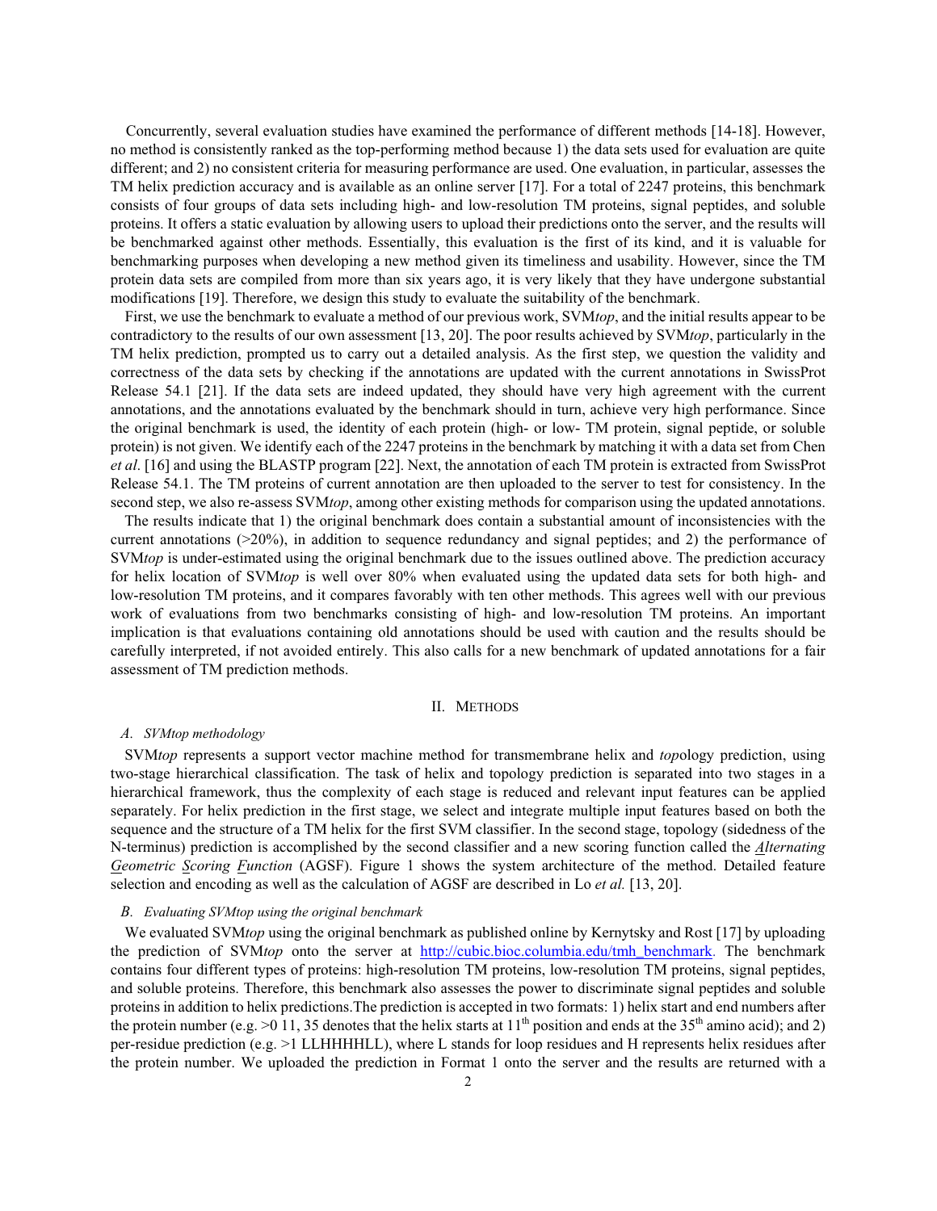Concurrently, several evaluation studies have examined the performance of different methods [14-18]. However, no method is consistently ranked as the top-performing method because 1) the data sets used for evaluation are quite different; and 2) no consistent criteria for measuring performance are used. One evaluation, in particular, assesses the TM helix prediction accuracy and is available as an online server [17]. For a total of 2247 proteins, this benchmark consists of four groups of data sets including high- and low-resolution TM proteins, signal peptides, and soluble proteins. It offers a static evaluation by allowing users to upload their predictions onto the server, and the results will be benchmarked against other methods. Essentially, this evaluation is the first of its kind, and it is valuable for benchmarking purposes when developing a new method given its timeliness and usability. However, since the TM protein data sets are compiled from more than six years ago, it is very likely that they have undergone substantial modifications [19]. Therefore, we design this study to evaluate the suitability of the benchmark.

First, we use the benchmark to evaluate a method of our previous work, SVM*top*, and the initial results appear to be contradictory to the results of our own assessment [13, 20]. The poor results achieved by SVM*top*, particularly in the TM helix prediction, prompted us to carry out a detailed analysis. As the first step, we question the validity and correctness of the data sets by checking if the annotations are updated with the current annotations in SwissProt Release 54.1 [21]. If the data sets are indeed updated, they should have very high agreement with the current annotations, and the annotations evaluated by the benchmark should in turn, achieve very high performance. Since the original benchmark is used, the identity of each protein (high- or low- TM protein, signal peptide, or soluble protein) is not given. We identify each of the 2247 proteins in the benchmark by matching it with a data set from Chen *et al*. [16] and using the BLASTP program [22]. Next, the annotation of each TM protein is extracted from SwissProt Release 54.1. The TM proteins of current annotation are then uploaded to the server to test for consistency. In the second step, we also re-assess SVM*top*, among other existing methods for comparison using the updated annotations.

The results indicate that 1) the original benchmark does contain a substantial amount of inconsistencies with the current annotations (>20%), in addition to sequence redundancy and signal peptides; and 2) the performance of SVM*top* is under-estimated using the original benchmark due to the issues outlined above. The prediction accuracy for helix location of SVM*top* is well over 80% when evaluated using the updated data sets for both high- and low-resolution TM proteins, and it compares favorably with ten other methods. This agrees well with our previous work of evaluations from two benchmarks consisting of high- and low-resolution TM proteins. An important implication is that evaluations containing old annotations should be used with caution and the results should be carefully interpreted, if not avoided entirely. This also calls for a new benchmark of updated annotations for a fair assessment of TM prediction methods.

## II. Methods

### A. SVMtop methodology

SVM*top* represents a support vector machine method for transmembrane helix and *top*ology prediction, using two-stage hierarchical classification. The task of helix and topology prediction is separated into two stages in a hierarchical framework, thus the complexity of each stage is reduced and relevant input features can be applied separately. For helix prediction in the first stage, we select and integrate multiple input features based on both the sequence and the structure of a TM helix for the first SVM classifier. In the second stage, topology (sidedness of the N-terminus) prediction is accomplished by the second classifier and a new scoring function called the ***A****lternating* ***G****eometric* ***S****coring* ***F****unction* (AGSF). Figure 1 shows the system architecture of the method. Detailed feature selection and encoding as well as the calculation of AGSF are described in Lo *et al.* [13, 20].

### B. Evaluating SVMtop using the original benchmark

We evaluated SVM*top* using the original benchmark as published online by Kernytsky and Rost [17] by uploading the prediction of SVM*top* onto the server at http://cubic.bioc.columbia.edu/tmh_benchmark. The benchmark contains four different types of proteins: high-resolution TM proteins, low-resolution TM proteins, signal peptides, and soluble proteins. Therefore, this benchmark also assesses the power to discriminate signal peptides and soluble proteins in addition to helix predictions.The prediction is accepted in two formats: 1) helix start and end numbers after the protein number (e.g. >0 11, 35 denotes that the helix starts at 11$^{th}$ position and ends at the 35$^{th}$ amino acid); and 2) per-residue prediction (e.g. >1 LLHHHHLL), where L stands for loop residues and H represents helix residues after the protein number. We uploaded the prediction in Format 1 onto the server and the results are returned with a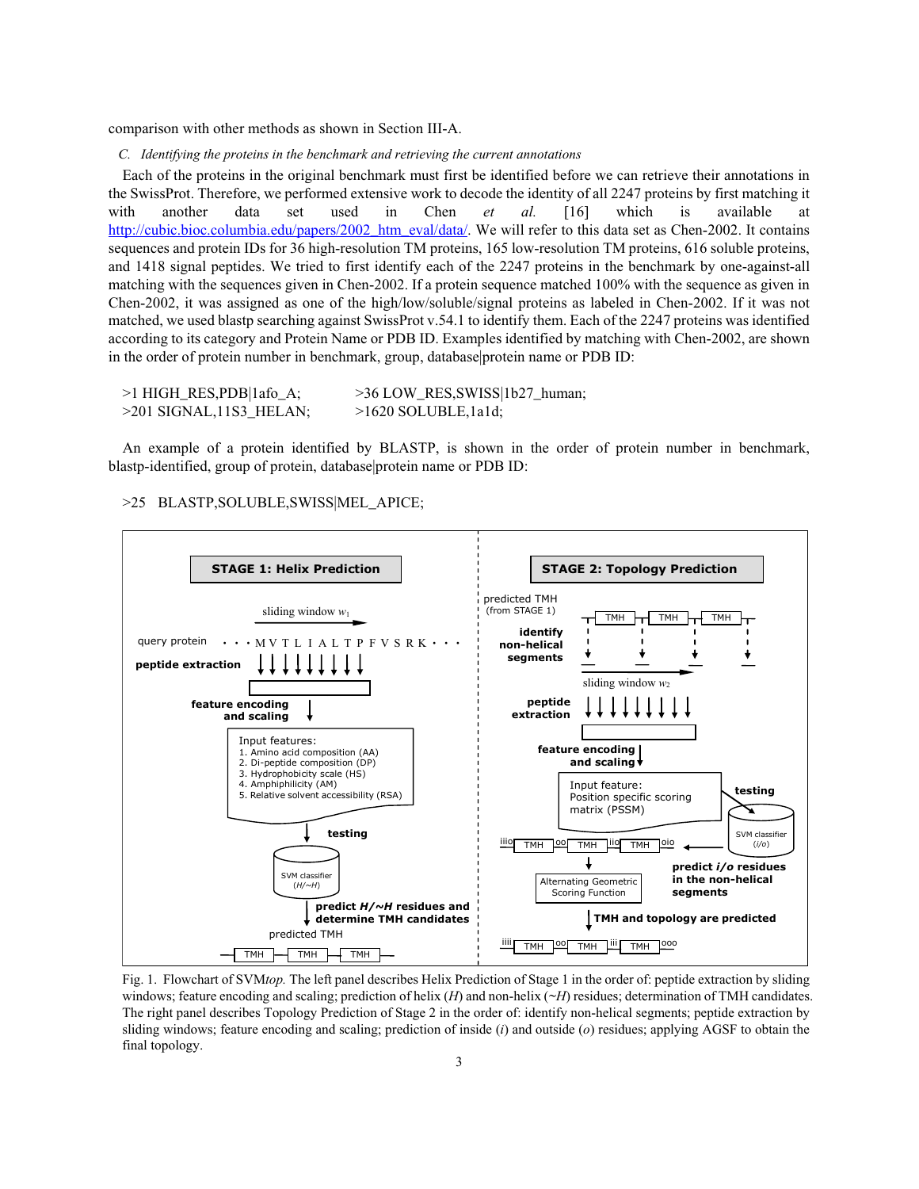comparison with other methods as shown in Section III-A.

### *C. Identifying the proteins in the benchmark and retrieving the current annotations*

Each of the proteins in the original benchmark must first be identified before we can retrieve their annotations in the SwissProt. Therefore, we performed extensive work to decode the identity of all 2247 proteins by first matching it with another data set used in Chen *et al.* [16] which is available at http://cubic.bioc.columbia.edu/papers/2002_htm_eval/data/. We will refer to this data set as Chen-2002. It contains sequences and protein IDs for 36 high-resolution TM proteins, 165 low-resolution TM proteins, 616 soluble proteins, and 1418 signal peptides. We tried to first identify each of the 2247 proteins in the benchmark by one-against-all matching with the sequences given in Chen-2002. If a protein sequence matched 100% with the sequence as given in Chen-2002, it was assigned as one of the high/low/soluble/signal proteins as labeled in Chen-2002. If it was not matched, we used blastp searching against SwissProt v.54.1 to identify them. Each of the 2247 proteins was identified according to its category and Protein Name or PDB ID. Examples identified by matching with Chen-2002, are shown in the order of protein number in benchmark, group, database|protein name or PDB ID:

```
>1 HIGH_RES,PDB|1afo_A;        >36 LOW_RES,SWISS|1b27_human;
>201 SIGNAL,11S3_HELAN;        >1620 SOLUBLE,1a1d;
```

An example of a protein identified by BLASTP, is shown in the order of protein number in benchmark, blastp-identified, group of protein, database|protein name or PDB ID:

```
>25  BLASTP,SOLUBLE,SWISS|MEL_APICE;
```

Fig. 1. Flowchart of SVM*top.* The left panel describes Helix Prediction of Stage 1 in the order of: peptide extraction by sliding windows; feature encoding and scaling; prediction of helix (*H*) and non-helix (~*H*) residues; determination of TMH candidates. The right panel describes Topology Prediction of Stage 2 in the order of: identify non-helical segments; peptide extraction by sliding windows; feature encoding and scaling; prediction of inside (*i*) and outside (*o*) residues; applying AGSF to obtain the final topology.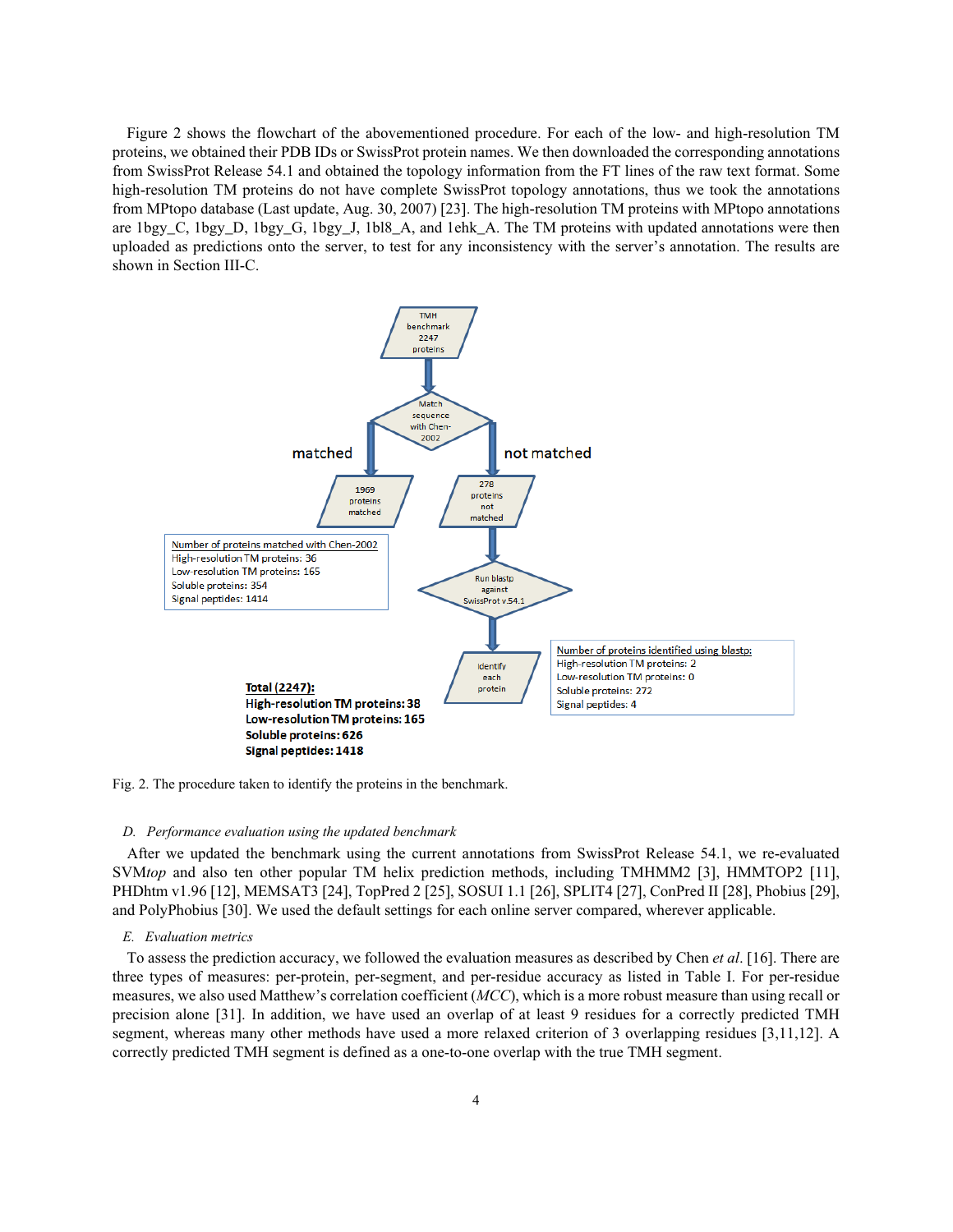Figure 2 shows the flowchart of the abovementioned procedure. For each of the low- and high-resolution TM proteins, we obtained their PDB IDs or SwissProt protein names. We then downloaded the corresponding annotations from SwissProt Release 54.1 and obtained the topology information from the FT lines of the raw text format. Some high-resolution TM proteins do not have complete SwissProt topology annotations, thus we took the annotations from MPtopo database (Last update, Aug. 30, 2007) [23]. The high-resolution TM proteins with MPtopo annotations are 1bgy_C, 1bgy_D, 1bgy_G, 1bgy_J, 1bl8_A, and 1ehk_A. The TM proteins with updated annotations were then uploaded as predictions onto the server, to test for any inconsistency with the server's annotation. The results are shown in Section III-C.

TMH benchmark 2247 proteins

Match sequence with Chen-2002

matched

not matched

1969 proteins matched

278 proteins not matched

Number of proteins matched with Chen-2002
High-resolution TM proteins: 36
Low-resolution TM proteins: 165
Soluble proteins: 354
Signal peptides: 1414

Run blastp against SwissProt v.54.1

Identify each protein

Number of proteins identified using blastp:
High-resolution TM proteins: 2
Low-resolution TM proteins: 0
Soluble proteins: 272
Signal peptides: 4

**Total (2247):**
**High-resolution TM proteins: 38**
**Low-resolution TM proteins: 165**
**Soluble proteins: 626**
**Signal peptides: 1418**

Fig. 2. The procedure taken to identify the proteins in the benchmark.

### D. *Performance evaluation using the updated benchmark*

After we updated the benchmark using the current annotations from SwissProt Release 54.1, we re-evaluated SVM*top* and also ten other popular TM helix prediction methods, including TMHMM2 [3], HMMTOP2 [11], PHDhtm v1.96 [12], MEMSAT3 [24], TopPred 2 [25], SOSUI 1.1 [26], SPLIT4 [27], ConPred II [28], Phobius [29], and PolyPhobius [30]. We used the default settings for each online server compared, wherever applicable.

### E. *Evaluation metrics*

To assess the prediction accuracy, we followed the evaluation measures as described by Chen *et al*. [16]. There are three types of measures: per-protein, per-segment, and per-residue accuracy as listed in Table I. For per-residue measures, we also used Matthew's correlation coefficient (*MCC*), which is a more robust measure than using recall or precision alone [31]. In addition, we have used an overlap of at least 9 residues for a correctly predicted TMH segment, whereas many other methods have used a more relaxed criterion of 3 overlapping residues [3,11,12]. A correctly predicted TMH segment is defined as a one-to-one overlap with the true TMH segment.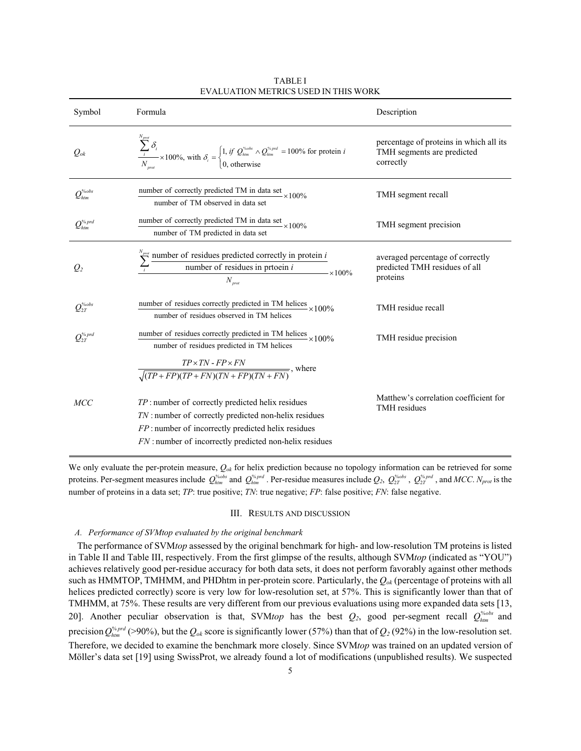TABLE I
EVALUATION METRICS USED IN THIS WORK

| Symbol | Formula | Description |
|---|---|---|
| $Q_{ok}$ | $\dfrac{\sum_{i}^{N_{prot}} \delta_i}{N_{prot}} \times 100\%$, with $\delta_i = \begin{cases} 1, \text{ if } Q_{htm}^{\%obs} \wedge Q_{htm}^{\%prd} = 100\% \text{ for protein } i \\ 0, \text{ otherwise} \end{cases}$ | percentage of proteins in which all its TMH segments are predicted correctly |
| $Q_{htm}^{\%obs}$ | $\dfrac{\text{number of correctly predicted TM in data set}}{\text{number of TM observed in data set}} \times 100\%$ | TMH segment recall |
| $Q_{htm}^{\%prd}$ | $\dfrac{\text{number of correctly predicted TM in data set}}{\text{number of TM predicted in data set}} \times 100\%$ | TMH segment precision |
| $Q_2$ | $\dfrac{\sum_{i}^{N_{prot}} \dfrac{\text{number of residues predicted correctly in protein } i}{\text{number of residues in prtoein } i}}{N_{prot}} \times 100\%$ | averaged percentage of correctly predicted TMH residues of all proteins |
| $Q_{2T}^{\%obs}$ | $\dfrac{\text{number of residues correctly predicted in TM helices}}{\text{number of residues observed in TM helices}} \times 100\%$ | TMH residue recall |
| $Q_{2T}^{\%prd}$ | $\dfrac{\text{number of residues correctly predicted in TM helices}}{\text{number of residues predicted in TM helices}} \times 100\%$ | TMH residue precision |
| $MCC$ | $\dfrac{TP \times TN - FP \times FN}{\sqrt{(TP+FP)(TP+FN)(TN+FP)(TN+FN)}}$, where<br>$TP$: number of correctly predicted helix residues<br>$TN$: number of correctly predicted non-helix residues<br>$FP$: number of incorrectly predicted helix residues<br>$FN$: number of incorrectly predicted non-helix residues | Matthew's correlation coefficient for TMH residues |

We only evaluate the per-protein measure, $Q_{ok}$ for helix prediction because no topology information can be retrieved for some proteins. Per-segment measures include $Q_{htm}^{\%obs}$ and $Q_{htm}^{\%prd}$. Per-residue measures include $Q_2$, $Q_{2T}^{\%obs}$, $Q_{2T}^{\%prd}$, and $MCC$. $N_{prot}$ is the number of proteins in a data set; $TP$: true positive; $TN$: true negative; $FP$: false positive; $FN$: false negative.

## III. Results and discussion

### A. Performance of SVMtop evaluated by the original benchmark

The performance of SVM*top* assessed by the original benchmark for high- and low-resolution TM proteins is listed in Table II and Table III, respectively. From the first glimpse of the results, although SVM*top* (indicated as "YOU") achieves relatively good per-residue accuracy for both data sets, it does not perform favorably against other methods such as HMMTOP, TMHMM, and PHDhtm in per-protein score. Particularly, the $Q_{ok}$ (percentage of proteins with all helices predicted correctly) score is very low for low-resolution set, at 57%. This is significantly lower than that of TMHMM, at 75%. These results are very different from our previous evaluations using more expanded data sets [13, 20]. Another peculiar observation is that, SVM*top* has the best $Q_2$, good per-segment recall $Q_{htm}^{\%obs}$ and precision $Q_{htm}^{\%prd}$ (>90%), but the $Q_{ok}$ score is significantly lower (57%) than that of $Q_2$ (92%) in the low-resolution set. Therefore, we decided to examine the benchmark more closely. Since SVM*top* was trained on an updated version of Möller's data set [19] using SwissProt, we already found a lot of modifications (unpublished results). We suspected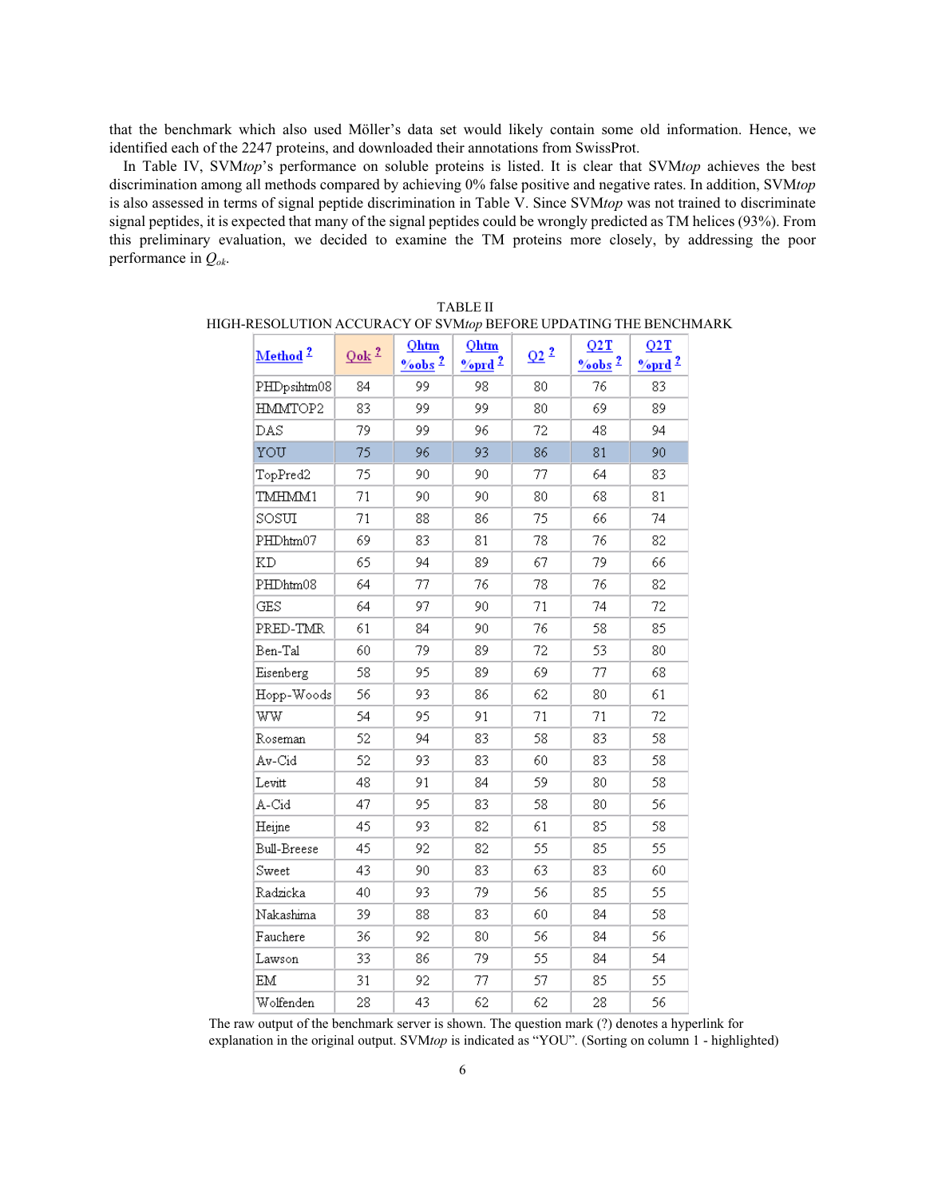that the benchmark which also used Möller's data set would likely contain some old information. Hence, we identified each of the 2247 proteins, and downloaded their annotations from SwissProt.

In Table IV, SVM*top*'s performance on soluble proteins is listed. It is clear that SVM*top* achieves the best discrimination among all methods compared by achieving 0% false positive and negative rates. In addition, SVM*top* is also assessed in terms of signal peptide discrimination in Table V. Since SVM*top* was not trained to discriminate signal peptides, it is expected that many of the signal peptides could be wrongly predicted as TM helices (93%). From this preliminary evaluation, we decided to examine the TM proteins more closely, by addressing the poor performance in $Q_{ok}$.

TABLE II
HIGH-RESOLUTION ACCURACY OF SVM*top* BEFORE UPDATING THE BENCHMARK

| Method ? | Qok ? | Qhtm %obs ? | Qhtm %prd ? | Q2 ? | Q2T %obs ? | Q2T %prd ? |
|---|---|---|---|---|---|---|
| PHDpsihtm08 | 84 | 99 | 98 | 80 | 76 | 83 |
| HMMTOP2 | 83 | 99 | 99 | 80 | 69 | 89 |
| DAS | 79 | 99 | 96 | 72 | 48 | 94 |
| YOU | 75 | 96 | 93 | 86 | 81 | 90 |
| TopPred2 | 75 | 90 | 90 | 77 | 64 | 83 |
| TMHMM1 | 71 | 90 | 90 | 80 | 68 | 81 |
| SOSUI | 71 | 88 | 86 | 75 | 66 | 74 |
| PHDhtm07 | 69 | 83 | 81 | 78 | 76 | 82 |
| KD | 65 | 94 | 89 | 67 | 79 | 66 |
| PHDhtm08 | 64 | 77 | 76 | 78 | 76 | 82 |
| GES | 64 | 97 | 90 | 71 | 74 | 72 |
| PRED-TMR | 61 | 84 | 90 | 76 | 58 | 85 |
| Ben-Tal | 60 | 79 | 89 | 72 | 53 | 80 |
| Eisenberg | 58 | 95 | 89 | 69 | 77 | 68 |
| Hopp-Woods | 56 | 93 | 86 | 62 | 80 | 61 |
| WW | 54 | 95 | 91 | 71 | 71 | 72 |
| Roseman | 52 | 94 | 83 | 58 | 83 | 58 |
| Av-Cid | 52 | 93 | 83 | 60 | 83 | 58 |
| Levitt | 48 | 91 | 84 | 59 | 80 | 58 |
| A-Cid | 47 | 95 | 83 | 58 | 80 | 56 |
| Heijne | 45 | 93 | 82 | 61 | 85 | 58 |
| Bull-Breese | 45 | 92 | 82 | 55 | 85 | 55 |
| Sweet | 43 | 90 | 83 | 63 | 83 | 60 |
| Radzicka | 40 | 93 | 79 | 56 | 85 | 55 |
| Nakashima | 39 | 88 | 83 | 60 | 84 | 58 |
| Fauchere | 36 | 92 | 80 | 56 | 84 | 56 |
| Lawson | 33 | 86 | 79 | 55 | 84 | 54 |
| EM | 31 | 92 | 77 | 57 | 85 | 55 |
| Wolfenden | 28 | 43 | 62 | 62 | 28 | 56 |

The raw output of the benchmark server is shown. The question mark (?) denotes a hyperlink for explanation in the original output. SVM*top* is indicated as "YOU". (Sorting on column 1 - highlighted)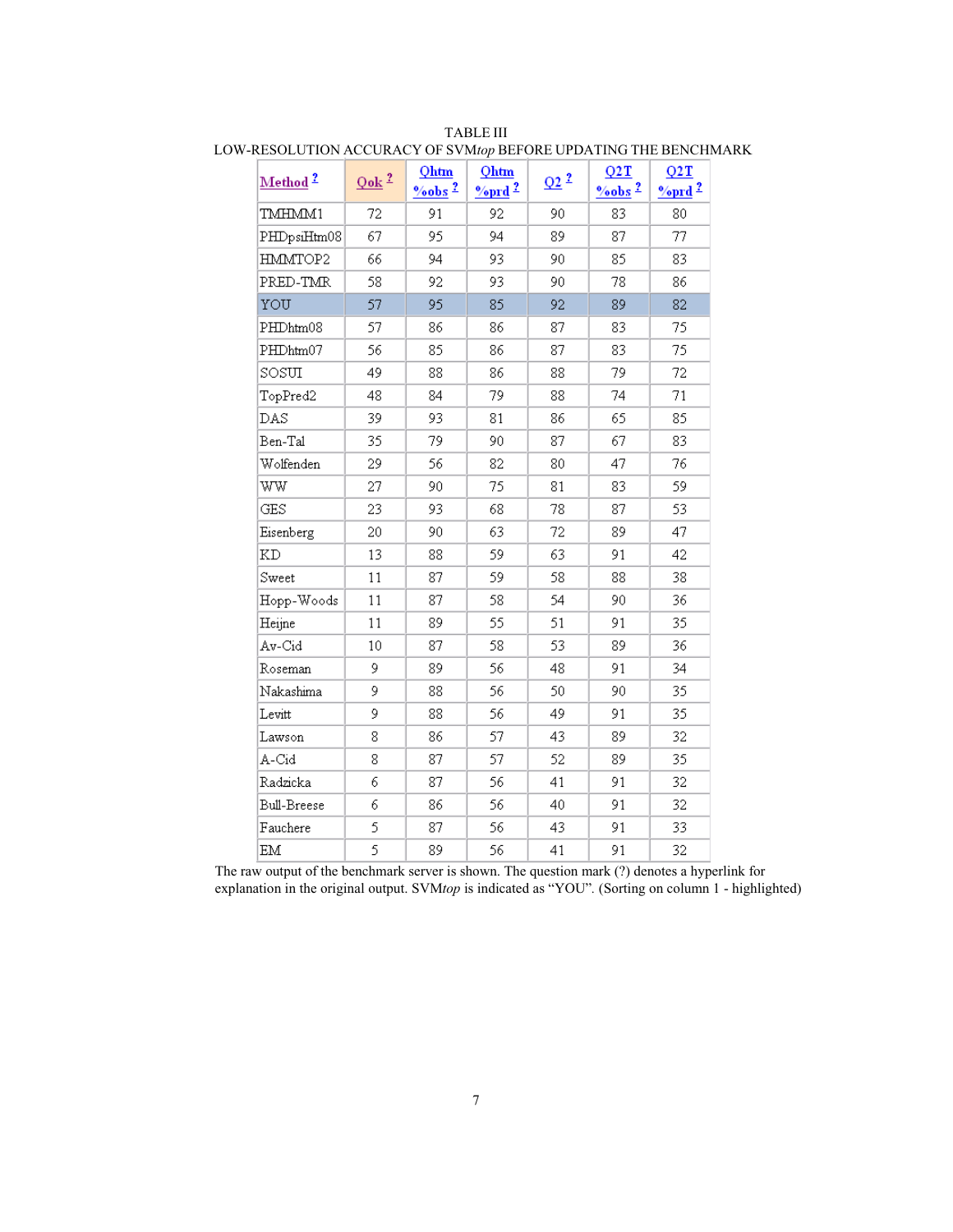TABLE III

LOW-RESOLUTION ACCURACY OF SVM*top* BEFORE UPDATING THE BENCHMARK

| Method ? | Qok ? | Qhtm %obs ? | Qhtm %prd ? | Q2 ? | Q2T %obs ? | Q2T %prd ? |
|---|---|---|---|---|---|---|
| TMHMM1 | 72 | 91 | 92 | 90 | 83 | 80 |
| PHDpsiHtm08 | 67 | 95 | 94 | 89 | 87 | 77 |
| HMMTOP2 | 66 | 94 | 93 | 90 | 85 | 83 |
| PRED-TMR | 58 | 92 | 93 | 90 | 78 | 86 |
| YOU | 57 | 95 | 85 | 92 | 89 | 82 |
| PHDhtm08 | 57 | 86 | 86 | 87 | 83 | 75 |
| PHDhtm07 | 56 | 85 | 86 | 87 | 83 | 75 |
| SOSUI | 49 | 88 | 86 | 88 | 79 | 72 |
| TopPred2 | 48 | 84 | 79 | 88 | 74 | 71 |
| DAS | 39 | 93 | 81 | 86 | 65 | 85 |
| Ben-Tal | 35 | 79 | 90 | 87 | 67 | 83 |
| Wolfenden | 29 | 56 | 82 | 80 | 47 | 76 |
| WW | 27 | 90 | 75 | 81 | 83 | 59 |
| GES | 23 | 93 | 68 | 78 | 87 | 53 |
| Eisenberg | 20 | 90 | 63 | 72 | 89 | 47 |
| KD | 13 | 88 | 59 | 63 | 91 | 42 |
| Sweet | 11 | 87 | 59 | 58 | 88 | 38 |
| Hopp-Woods | 11 | 87 | 58 | 54 | 90 | 36 |
| Heijne | 11 | 89 | 55 | 51 | 91 | 35 |
| Av-Cid | 10 | 87 | 58 | 53 | 89 | 36 |
| Roseman | 9 | 89 | 56 | 48 | 91 | 34 |
| Nakashima | 9 | 88 | 56 | 50 | 90 | 35 |
| Levitt | 9 | 88 | 56 | 49 | 91 | 35 |
| Lawson | 8 | 86 | 57 | 43 | 89 | 32 |
| A-Cid | 8 | 87 | 57 | 52 | 89 | 35 |
| Radzicka | 6 | 87 | 56 | 41 | 91 | 32 |
| Bull-Breese | 6 | 86 | 56 | 40 | 91 | 32 |
| Fauchere | 5 | 87 | 56 | 43 | 91 | 33 |
| EM | 5 | 89 | 56 | 41 | 91 | 32 |

The raw output of the benchmark server is shown. The question mark (?) denotes a hyperlink for explanation in the original output. SVM*top* is indicated as "YOU". (Sorting on column 1 - highlighted)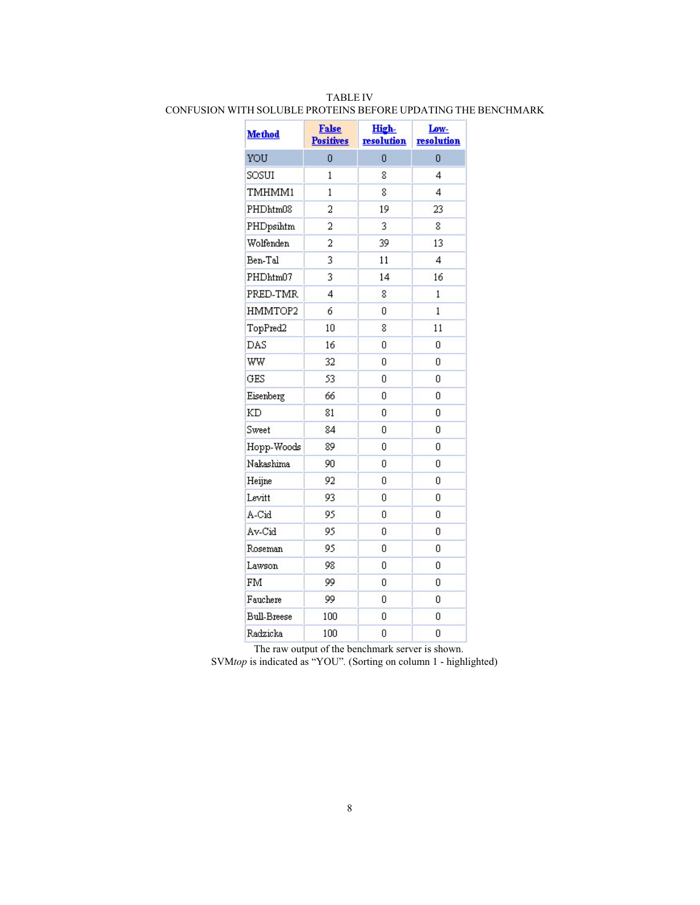TABLE IV
CONFUSION WITH SOLUBLE PROTEINS BEFORE UPDATING THE BENCHMARK

| Method | False Positives | High-resolution | Low-resolution |
|---|---|---|---|
| YOU | 0 | 0 | 0 |
| SOSUI | 1 | 8 | 4 |
| TMHMM1 | 1 | 8 | 4 |
| PHDhtm08 | 2 | 19 | 23 |
| PHDpsihtm | 2 | 3 | 8 |
| Wolfenden | 2 | 39 | 13 |
| Ben-Tal | 3 | 11 | 4 |
| PHDhtm07 | 3 | 14 | 16 |
| PRED-TMR | 4 | 8 | 1 |
| HMMTOP2 | 6 | 0 | 1 |
| TopPred2 | 10 | 8 | 11 |
| DAS | 16 | 0 | 0 |
| WW | 32 | 0 | 0 |
| GES | 53 | 0 | 0 |
| Eisenberg | 66 | 0 | 0 |
| KD | 81 | 0 | 0 |
| Sweet | 84 | 0 | 0 |
| Hopp-Woods | 89 | 0 | 0 |
| Nakashima | 90 | 0 | 0 |
| Heijne | 92 | 0 | 0 |
| Levitt | 93 | 0 | 0 |
| A-Cid | 95 | 0 | 0 |
| Av-Cid | 95 | 0 | 0 |
| Roseman | 95 | 0 | 0 |
| Lawson | 98 | 0 | 0 |
| FM | 99 | 0 | 0 |
| Fauchere | 99 | 0 | 0 |
| Bull-Breese | 100 | 0 | 0 |
| Radzicka | 100 | 0 | 0 |

The raw output of the benchmark server is shown.
SVM*top* is indicated as "YOU". (Sorting on column 1 - highlighted)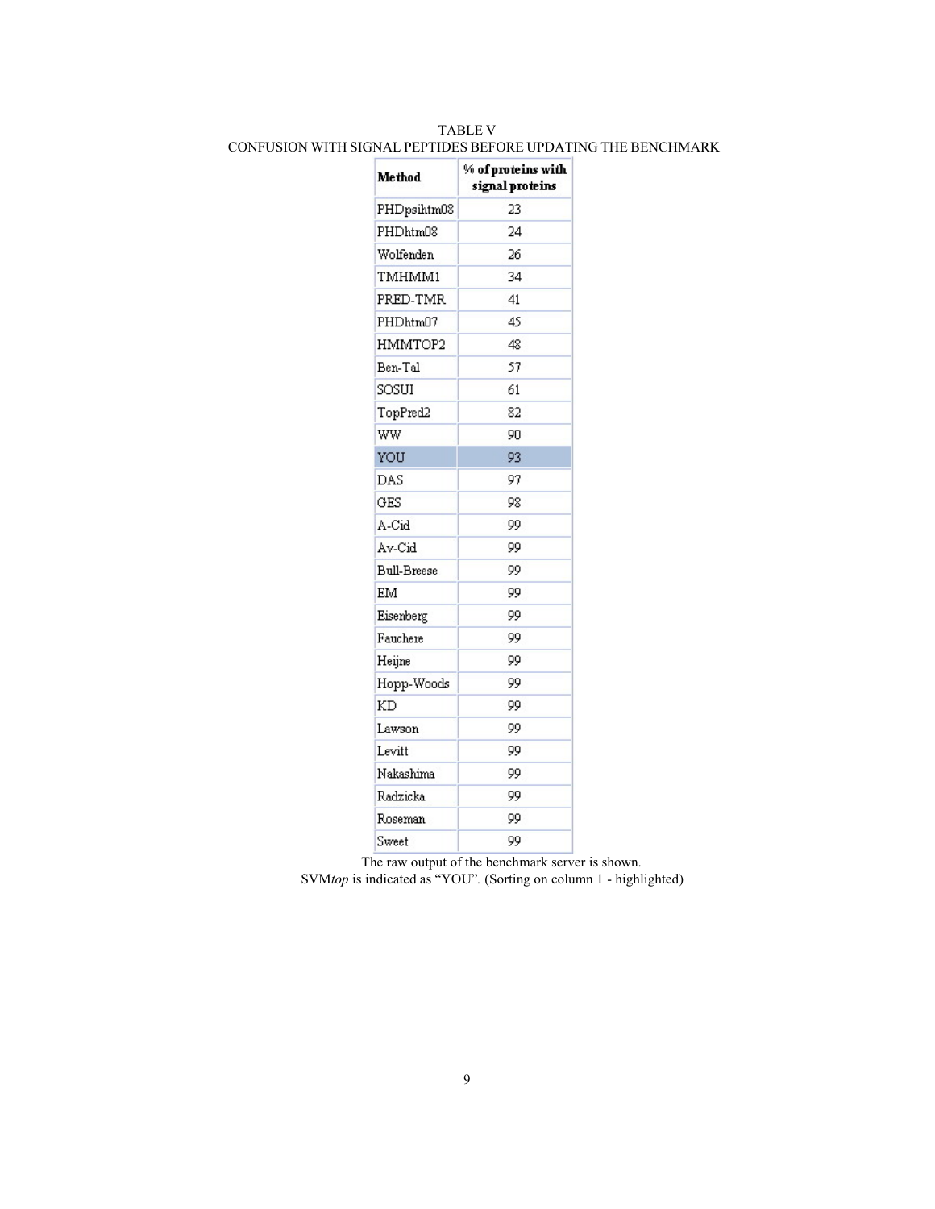TABLE V
CONFUSION WITH SIGNAL PEPTIDES BEFORE UPDATING THE BENCHMARK

| Method | % of proteins with signal proteins |
|---|---|
| PHDpsihtm08 | 23 |
| PHDhtm08 | 24 |
| Wolfenden | 26 |
| TMHMM1 | 34 |
| PRED-TMR | 41 |
| PHDhtm07 | 45 |
| HMMTOP2 | 48 |
| Ben-Tal | 57 |
| SOSUI | 61 |
| TopPred2 | 82 |
| WW | 90 |
| YOU | 93 |
| DAS | 97 |
| GES | 98 |
| A-Cid | 99 |
| Av-Cid | 99 |
| Bull-Breese | 99 |
| EM | 99 |
| Eisenberg | 99 |
| Fauchere | 99 |
| Heijne | 99 |
| Hopp-Woods | 99 |
| KD | 99 |
| Lawson | 99 |
| Levitt | 99 |
| Nakashima | 99 |
| Radzicka | 99 |
| Roseman | 99 |
| Sweet | 99 |

The raw output of the benchmark server is shown.
SVM*top* is indicated as "YOU". (Sorting on column 1 - highlighted)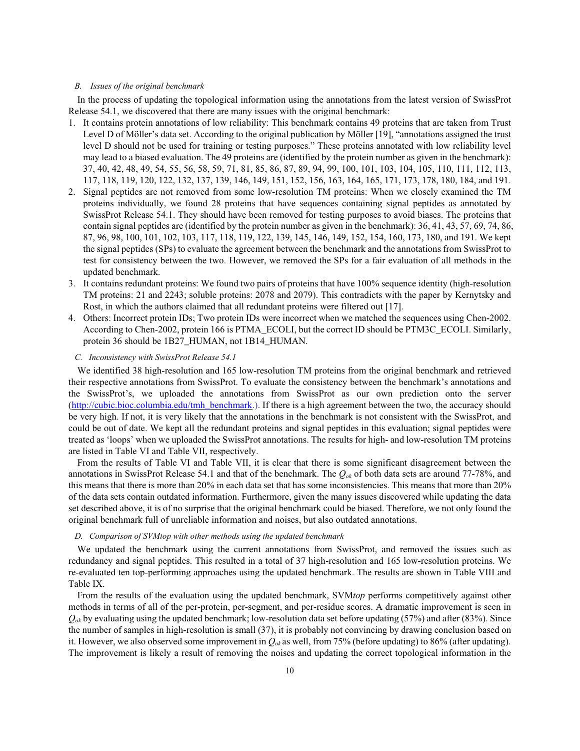### *B. Issues of the original benchmark*

In the process of updating the topological information using the annotations from the latest version of SwissProt Release 54.1, we discovered that there are many issues with the original benchmark:

1. It contains protein annotations of low reliability: This benchmark contains 49 proteins that are taken from Trust Level D of Möller's data set. According to the original publication by Möller [19], "annotations assigned the trust level D should not be used for training or testing purposes." These proteins annotated with low reliability level may lead to a biased evaluation. The 49 proteins are (identified by the protein number as given in the benchmark): 37, 40, 42, 48, 49, 54, 55, 56, 58, 59, 71, 81, 85, 86, 87, 89, 94, 99, 100, 101, 103, 104, 105, 110, 111, 112, 113, 117, 118, 119, 120, 122, 132, 137, 139, 146, 149, 151, 152, 156, 163, 164, 165, 171, 173, 178, 180, 184, and 191.
2. Signal peptides are not removed from some low-resolution TM proteins: When we closely examined the TM proteins individually, we found 28 proteins that have sequences containing signal peptides as annotated by SwissProt Release 54.1. They should have been removed for testing purposes to avoid biases. The proteins that contain signal peptides are (identified by the protein number as given in the benchmark): 36, 41, 43, 57, 69, 74, 86, 87, 96, 98, 100, 101, 102, 103, 117, 118, 119, 122, 139, 145, 146, 149, 152, 154, 160, 173, 180, and 191. We kept the signal peptides (SPs) to evaluate the agreement between the benchmark and the annotations from SwissProt to test for consistency between the two. However, we removed the SPs for a fair evaluation of all methods in the updated benchmark.
3. It contains redundant proteins: We found two pairs of proteins that have 100% sequence identity (high-resolution TM proteins: 21 and 2243; soluble proteins: 2078 and 2079). This contradicts with the paper by Kernytsky and Rost, in which the authors claimed that all redundant proteins were filtered out [17].
4. Others: Incorrect protein IDs; Two protein IDs were incorrect when we matched the sequences using Chen-2002. According to Chen-2002, protein 166 is PTMA_ECOLI, but the correct ID should be PTM3C_ECOLI. Similarly, protein 36 should be 1B27_HUMAN, not 1B14_HUMAN.

### *C. Inconsistency with SwissProt Release 54.1*

We identified 38 high-resolution and 165 low-resolution TM proteins from the original benchmark and retrieved their respective annotations from SwissProt. To evaluate the consistency between the benchmark's annotations and the SwissProt's, we uploaded the annotations from SwissProt as our own prediction onto the server (http://cubic.bioc.columbia.edu/tmh_benchmark.). If there is a high agreement between the two, the accuracy should be very high. If not, it is very likely that the annotations in the benchmark is not consistent with the SwissProt, and could be out of date. We kept all the redundant proteins and signal peptides in this evaluation; signal peptides were treated as 'loops' when we uploaded the SwissProt annotations. The results for high- and low-resolution TM proteins are listed in Table VI and Table VII, respectively.

From the results of Table VI and Table VII, it is clear that there is some significant disagreement between the annotations in SwissProt Release 54.1 and that of the benchmark. The $Q_{ok}$ of both data sets are around 77-78%, and this means that there is more than 20% in each data set that has some inconsistencies. This means that more than 20% of the data sets contain outdated information. Furthermore, given the many issues discovered while updating the data set described above, it is of no surprise that the original benchmark could be biased. Therefore, we not only found the original benchmark full of unreliable information and noises, but also outdated annotations.

### *D. Comparison of SVMtop with other methods using the updated benchmark*

We updated the benchmark using the current annotations from SwissProt, and removed the issues such as redundancy and signal peptides. This resulted in a total of 37 high-resolution and 165 low-resolution proteins. We re-evaluated ten top-performing approaches using the updated benchmark. The results are shown in Table VIII and Table IX.

From the results of the evaluation using the updated benchmark, SVM*top* performs competitively against other methods in terms of all of the per-protein, per-segment, and per-residue scores. A dramatic improvement is seen in $Q_{ok}$ by evaluating using the updated benchmark; low-resolution data set before updating (57%) and after (83%). Since the number of samples in high-resolution is small (37), it is probably not convincing by drawing conclusion based on it. However, we also observed some improvement in $Q_{ok}$ as well, from 75% (before updating) to 86% (after updating). The improvement is likely a result of removing the noises and updating the correct topological information in the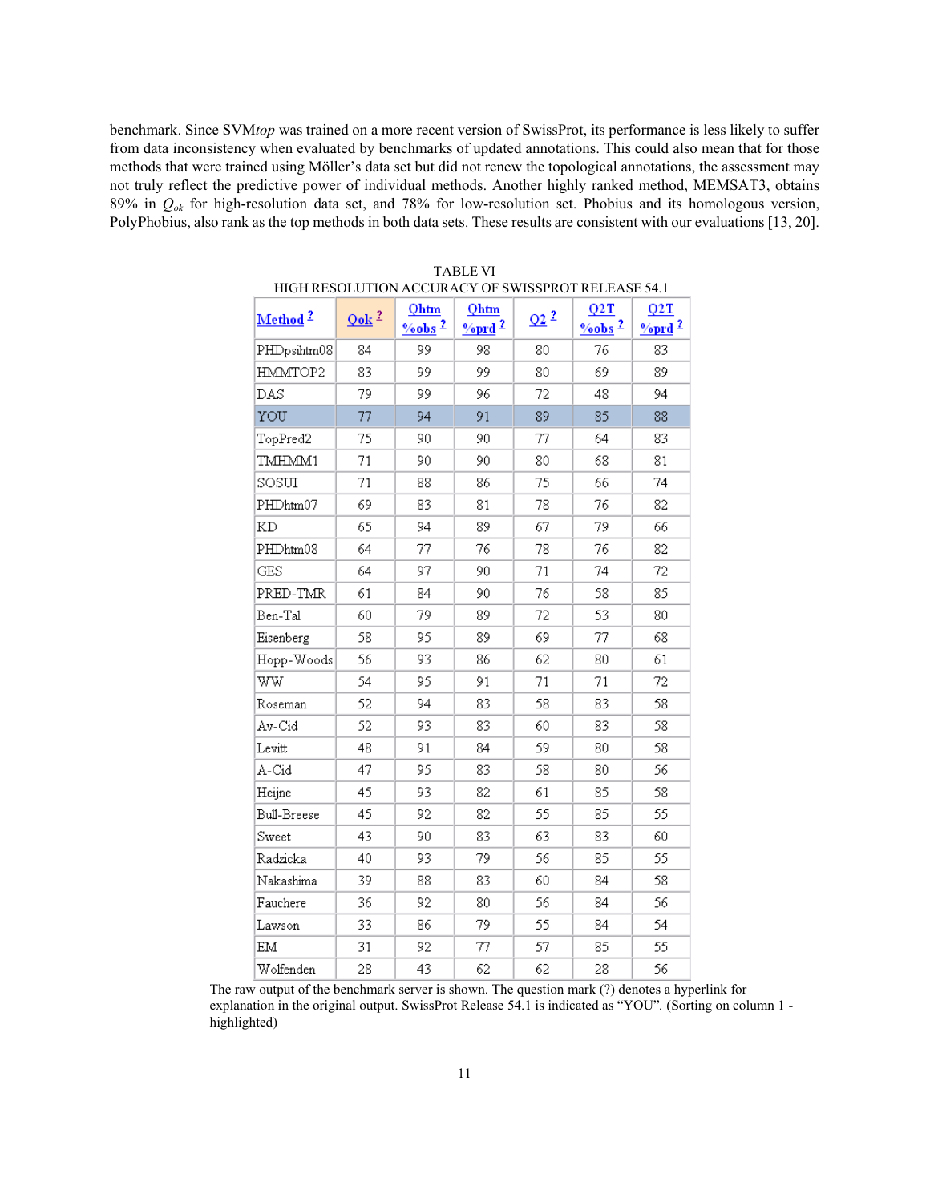benchmark. Since SVM*top* was trained on a more recent version of SwissProt, its performance is less likely to suffer from data inconsistency when evaluated by benchmarks of updated annotations. This could also mean that for those methods that were trained using Möller's data set but did not renew the topological annotations, the assessment may not truly reflect the predictive power of individual methods. Another highly ranked method, MEMSAT3, obtains 89% in $Q_{ok}$ for high-resolution data set, and 78% for low-resolution set. Phobius and its homologous version, PolyPhobius, also rank as the top methods in both data sets. These results are consistent with our evaluations [13, 20].

TABLE VI
HIGH RESOLUTION ACCURACY OF SWISSPROT RELEASE 54.1

| Method ? | Qok ? | Qhtm %obs ? | Qhtm %prd ? | Q2 ? | Q2T %obs ? | Q2T %prd ? |
|---|---|---|---|---|---|---|
| PHDpsihtm08 | 84 | 99 | 98 | 80 | 76 | 83 |
| HMMTOP2 | 83 | 99 | 99 | 80 | 69 | 89 |
| DAS | 79 | 99 | 96 | 72 | 48 | 94 |
| YOU | 77 | 94 | 91 | 89 | 85 | 88 |
| TopPred2 | 75 | 90 | 90 | 77 | 64 | 83 |
| TMHMM1 | 71 | 90 | 90 | 80 | 68 | 81 |
| SOSUI | 71 | 88 | 86 | 75 | 66 | 74 |
| PHDhtm07 | 69 | 83 | 81 | 78 | 76 | 82 |
| KD | 65 | 94 | 89 | 67 | 79 | 66 |
| PHDhtm08 | 64 | 77 | 76 | 78 | 76 | 82 |
| GES | 64 | 97 | 90 | 71 | 74 | 72 |
| PRED-TMR | 61 | 84 | 90 | 76 | 58 | 85 |
| Ben-Tal | 60 | 79 | 89 | 72 | 53 | 80 |
| Eisenberg | 58 | 95 | 89 | 69 | 77 | 68 |
| Hopp-Woods | 56 | 93 | 86 | 62 | 80 | 61 |
| WW | 54 | 95 | 91 | 71 | 71 | 72 |
| Roseman | 52 | 94 | 83 | 58 | 83 | 58 |
| Av-Cid | 52 | 93 | 83 | 60 | 83 | 58 |
| Levitt | 48 | 91 | 84 | 59 | 80 | 58 |
| A-Cid | 47 | 95 | 83 | 58 | 80 | 56 |
| Heijne | 45 | 93 | 82 | 61 | 85 | 58 |
| Bull-Breese | 45 | 92 | 82 | 55 | 85 | 55 |
| Sweet | 43 | 90 | 83 | 63 | 83 | 60 |
| Radzicka | 40 | 93 | 79 | 56 | 85 | 55 |
| Nakashima | 39 | 88 | 83 | 60 | 84 | 58 |
| Fauchere | 36 | 92 | 80 | 56 | 84 | 56 |
| Lawson | 33 | 86 | 79 | 55 | 84 | 54 |
| EM | 31 | 92 | 77 | 57 | 85 | 55 |
| Wolfenden | 28 | 43 | 62 | 62 | 28 | 56 |

The raw output of the benchmark server is shown. The question mark (?) denotes a hyperlink for explanation in the original output. SwissProt Release 54.1 is indicated as "YOU". (Sorting on column 1 - highlighted)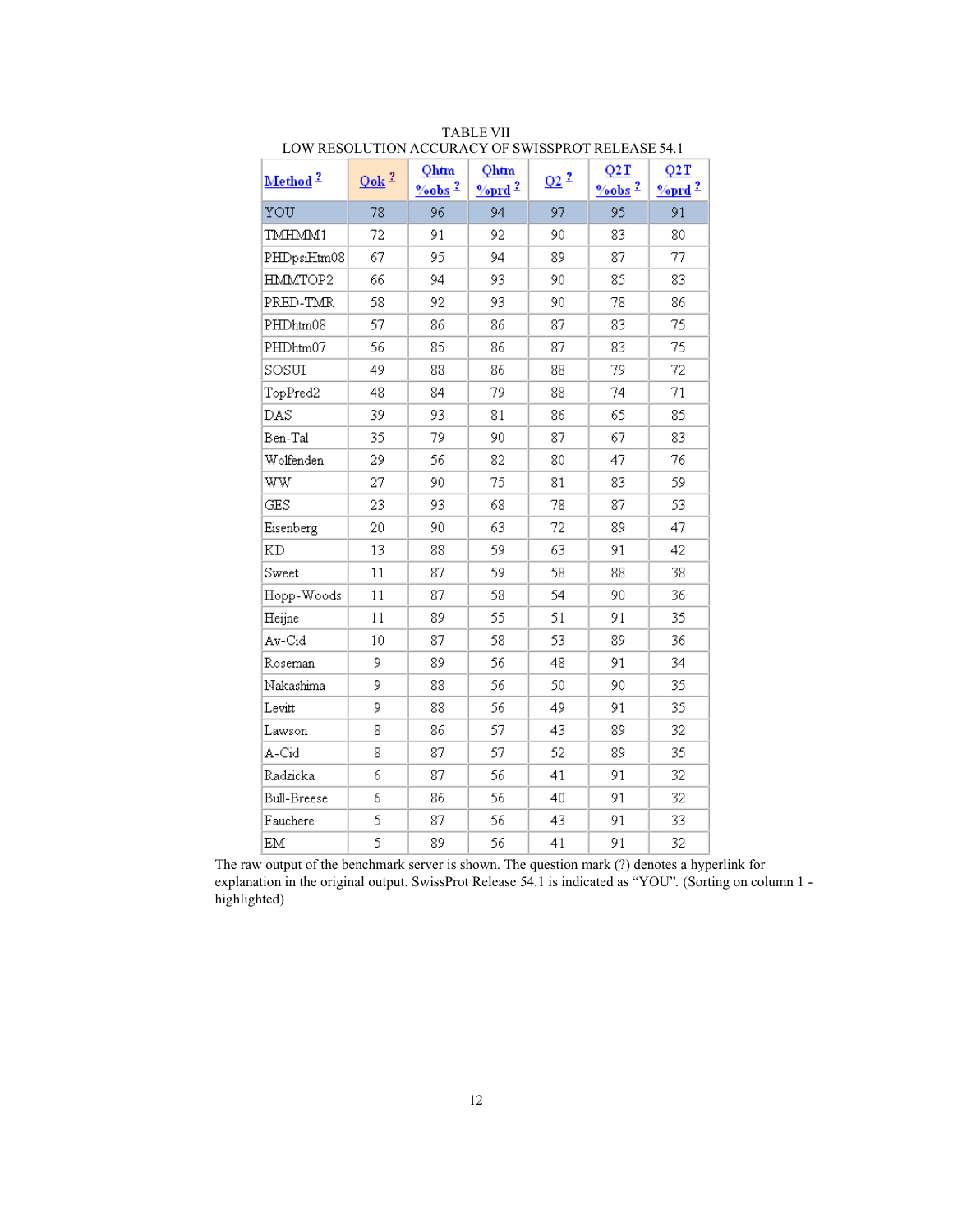TABLE VII
LOW RESOLUTION ACCURACY OF SWISSPROT RELEASE 54.1

| Method ? | Qok ? | Qhtm %obs ? | Qhtm %prd ? | Q2 ? | Q2T %obs ? | Q2T %prd ? |
|---|---|---|---|---|---|---|
| YOU | 78 | 96 | 94 | 97 | 95 | 91 |
| TMHMM1 | 72 | 91 | 92 | 90 | 83 | 80 |
| PHDpsiHtm08 | 67 | 95 | 94 | 89 | 87 | 77 |
| HMMTOP2 | 66 | 94 | 93 | 90 | 85 | 83 |
| PRED-TMR | 58 | 92 | 93 | 90 | 78 | 86 |
| PHDhtm08 | 57 | 86 | 86 | 87 | 83 | 75 |
| PHDhtm07 | 56 | 85 | 86 | 87 | 83 | 75 |
| SOSUI | 49 | 88 | 86 | 88 | 79 | 72 |
| TopPred2 | 48 | 84 | 79 | 88 | 74 | 71 |
| DAS | 39 | 93 | 81 | 86 | 65 | 85 |
| Ben-Tal | 35 | 79 | 90 | 87 | 67 | 83 |
| Wolfenden | 29 | 56 | 82 | 80 | 47 | 76 |
| WW | 27 | 90 | 75 | 81 | 83 | 59 |
| GES | 23 | 93 | 68 | 78 | 87 | 53 |
| Eisenberg | 20 | 90 | 63 | 72 | 89 | 47 |
| KD | 13 | 88 | 59 | 63 | 91 | 42 |
| Sweet | 11 | 87 | 59 | 58 | 88 | 38 |
| Hopp-Woods | 11 | 87 | 58 | 54 | 90 | 36 |
| Heijne | 11 | 89 | 55 | 51 | 91 | 35 |
| Av-Cid | 10 | 87 | 58 | 53 | 89 | 36 |
| Roseman | 9 | 89 | 56 | 48 | 91 | 34 |
| Nakashima | 9 | 88 | 56 | 50 | 90 | 35 |
| Levitt | 9 | 88 | 56 | 49 | 91 | 35 |
| Lawson | 8 | 86 | 57 | 43 | 89 | 32 |
| A-Cid | 8 | 87 | 57 | 52 | 89 | 35 |
| Radzicka | 6 | 87 | 56 | 41 | 91 | 32 |
| Bull-Breese | 6 | 86 | 56 | 40 | 91 | 32 |
| Fauchere | 5 | 87 | 56 | 43 | 91 | 33 |
| EM | 5 | 89 | 56 | 41 | 91 | 32 |

The raw output of the benchmark server is shown. The question mark (?) denotes a hyperlink for explanation in the original output. SwissProt Release 54.1 is indicated as "YOU". (Sorting on column 1 - highlighted)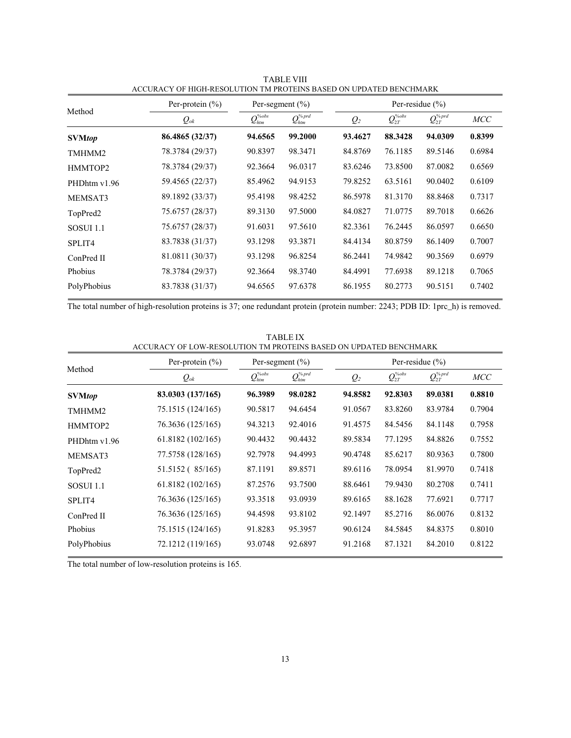TABLE VIII
ACCURACY OF HIGH-RESOLUTION TM PROTEINS BASED ON UPDATED BENCHMARK

| Method | Per-protein (%) | Per-segment (%) | | Per-residue (%) | | | |
|---|---|---|---|---|---|---|---|
| | $Q_{ok}$ | $Q_{htm}^{\%obs}$ | $Q_{htm}^{\%prd}$ | $Q_2$ | $Q_{2T}^{\%obs}$ | $Q_{2T}^{\%prd}$ | *MCC* |
| **SVM*top*** | **86.4865 (32/37)** | **94.6565** | **99.2000** | **93.4627** | **88.3428** | **94.0309** | **0.8399** |
| TMHMM2 | 78.3784 (29/37) | 90.8397 | 98.3471 | 84.8769 | 76.1185 | 89.5146 | 0.6984 |
| HMMTOP2 | 78.3784 (29/37) | 92.3664 | 96.0317 | 83.6246 | 73.8500 | 87.0082 | 0.6569 |
| PHDhtm v1.96 | 59.4565 (22/37) | 85.4962 | 94.9153 | 79.8252 | 63.5161 | 90.0402 | 0.6109 |
| MEMSAT3 | 89.1892 (33/37) | 95.4198 | 98.4252 | 86.5978 | 81.3170 | 88.8468 | 0.7317 |
| TopPred2 | 75.6757 (28/37) | 89.3130 | 97.5000 | 84.0827 | 71.0775 | 89.7018 | 0.6626 |
| SOSUI 1.1 | 75.6757 (28/37) | 91.6031 | 97.5610 | 82.3361 | 76.2445 | 86.0597 | 0.6650 |
| SPLIT4 | 83.7838 (31/37) | 93.1298 | 93.3871 | 84.4134 | 80.8759 | 86.1409 | 0.7007 |
| ConPred II | 81.0811 (30/37) | 93.1298 | 96.8254 | 86.2441 | 74.9842 | 90.3569 | 0.6979 |
| Phobius | 78.3784 (29/37) | 92.3664 | 98.3740 | 84.4991 | 77.6938 | 89.1218 | 0.7065 |
| PolyPhobius | 83.7838 (31/37) | 94.6565 | 97.6378 | 86.1955 | 80.2773 | 90.5151 | 0.7402 |

The total number of high-resolution proteins is 37; one redundant protein (protein number: 2243; PDB ID: 1prc_h) is removed.

TABLE IX
ACCURACY OF LOW-RESOLUTION TM PROTEINS BASED ON UPDATED BENCHMARK

| Method | Per-protein (%) | Per-segment (%) | | Per-residue (%) | | | |
|---|---|---|---|---|---|---|---|
| | $Q_{ok}$ | $Q_{htm}^{\%obs}$ | $Q_{htm}^{\%prd}$ | $Q_2$ | $Q_{2T}^{\%obs}$ | $Q_{2T}^{\%prd}$ | *MCC* |
| **SVM*top*** | **83.0303 (137/165)** | **96.3989** | **98.0282** | **94.8582** | **92.8303** | **89.0381** | **0.8810** |
| TMHMM2 | 75.1515 (124/165) | 90.5817 | 94.6454 | 91.0567 | 83.8260 | 83.9784 | 0.7904 |
| HMMTOP2 | 76.3636 (125/165) | 94.3213 | 92.4016 | 91.4575 | 84.5456 | 84.1148 | 0.7958 |
| PHDhtm v1.96 | 61.8182 (102/165) | 90.4432 | 90.4432 | 89.5834 | 77.1295 | 84.8826 | 0.7552 |
| MEMSAT3 | 77.5758 (128/165) | 92.7978 | 94.4993 | 90.4748 | 85.6217 | 80.9363 | 0.7800 |
| TopPred2 | 51.5152 ( 85/165) | 87.1191 | 89.8571 | 89.6116 | 78.0954 | 81.9970 | 0.7418 |
| SOSUI 1.1 | 61.8182 (102/165) | 87.2576 | 93.7500 | 88.6461 | 79.9430 | 80.2708 | 0.7411 |
| SPLIT4 | 76.3636 (125/165) | 93.3518 | 93.0939 | 89.6165 | 88.1628 | 77.6921 | 0.7717 |
| ConPred II | 76.3636 (125/165) | 94.4598 | 93.8102 | 92.1497 | 85.2716 | 86.0076 | 0.8132 |
| Phobius | 75.1515 (124/165) | 91.8283 | 95.3957 | 90.6124 | 84.5845 | 84.8375 | 0.8010 |
| PolyPhobius | 72.1212 (119/165) | 93.0748 | 92.6897 | 91.2168 | 87.1321 | 84.2010 | 0.8122 |

The total number of low-resolution proteins is 165.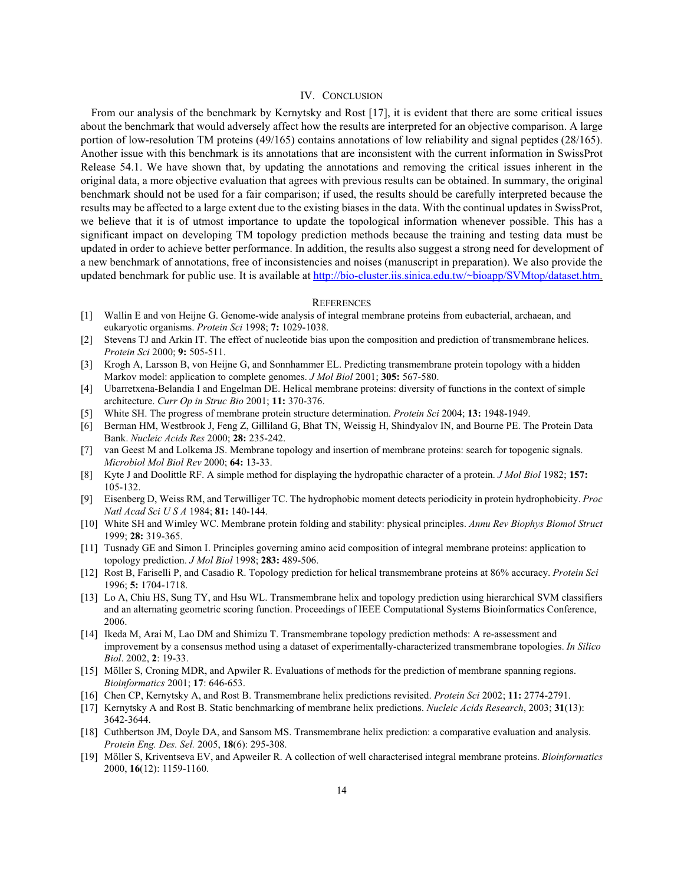## IV. Conclusion

From our analysis of the benchmark by Kernytsky and Rost [17], it is evident that there are some critical issues about the benchmark that would adversely affect how the results are interpreted for an objective comparison. A large portion of low-resolution TM proteins (49/165) contains annotations of low reliability and signal peptides (28/165). Another issue with this benchmark is its annotations that are inconsistent with the current information in SwissProt Release 54.1. We have shown that, by updating the annotations and removing the critical issues inherent in the original data, a more objective evaluation that agrees with previous results can be obtained. In summary, the original benchmark should not be used for a fair comparison; if used, the results should be carefully interpreted because the results may be affected to a large extent due to the existing biases in the data. With the continual updates in SwissProt, we believe that it is of utmost importance to update the topological information whenever possible. This has a significant impact on developing TM topology prediction methods because the training and testing data must be updated in order to achieve better performance. In addition, the results also suggest a strong need for development of a new benchmark of annotations, free of inconsistencies and noises (manuscript in preparation). We also provide the updated benchmark for public use. It is available at http://bio-cluster.iis.sinica.edu.tw/~bioapp/SVMtop/dataset.htm.

## References

[1] Wallin E and von Heijne G. Genome-wide analysis of integral membrane proteins from eubacterial, archaean, and eukaryotic organisms. *Protein Sci* 1998; **7:** 1029-1038.

[2] Stevens TJ and Arkin IT. The effect of nucleotide bias upon the composition and prediction of transmembrane helices. *Protein Sci* 2000; **9:** 505-511.

[3] Krogh A, Larsson B, von Heijne G, and Sonnhammer EL. Predicting transmembrane protein topology with a hidden Markov model: application to complete genomes. *J Mol Biol* 2001; **305:** 567-580.

[4] Ubarretxena-Belandia I and Engelman DE. Helical membrane proteins: diversity of functions in the context of simple architecture. *Curr Op in Struc Bio* 2001; **11:** 370-376.

[5] White SH. The progress of membrane protein structure determination. *Protein Sci* 2004; **13:** 1948-1949.

[6] Berman HM, Westbrook J, Feng Z, Gilliland G, Bhat TN, Weissig H, Shindyalov IN, and Bourne PE. The Protein Data Bank. *Nucleic Acids Res* 2000; **28:** 235-242.

[7] van Geest M and Lolkema JS. Membrane topology and insertion of membrane proteins: search for topogenic signals. *Microbiol Mol Biol Rev* 2000; **64:** 13-33.

[8] Kyte J and Doolittle RF. A simple method for displaying the hydropathic character of a protein. *J Mol Biol* 1982; **157:** 105-132.

[9] Eisenberg D, Weiss RM, and Terwilliger TC. The hydrophobic moment detects periodicity in protein hydrophobicity. *Proc Natl Acad Sci U S A* 1984; **81:** 140-144.

[10] White SH and Wimley WC. Membrane protein folding and stability: physical principles. *Annu Rev Biophys Biomol Struct* 1999; **28:** 319-365.

[11] Tusnady GE and Simon I. Principles governing amino acid composition of integral membrane proteins: application to topology prediction. *J Mol Biol* 1998; **283:** 489-506.

[12] Rost B, Fariselli P, and Casadio R. Topology prediction for helical transmembrane proteins at 86% accuracy. *Protein Sci* 1996; **5:** 1704-1718.

[13] Lo A, Chiu HS, Sung TY, and Hsu WL. Transmembrane helix and topology prediction using hierarchical SVM classifiers and an alternating geometric scoring function. Proceedings of IEEE Computational Systems Bioinformatics Conference, 2006.

[14] Ikeda M, Arai M, Lao DM and Shimizu T. Transmembrane topology prediction methods: A re-assessment and improvement by a consensus method using a dataset of experimentally-characterized transmembrane topologies. *In Silico Biol*. 2002, **2**: 19-33.

[15] Möller S, Croning MDR, and Apwiler R. Evaluations of methods for the prediction of membrane spanning regions. *Bioinformatics* 2001; **17**: 646-653.

[16] Chen CP, Kernytsky A, and Rost B. Transmembrane helix predictions revisited. *Protein Sci* 2002; **11:** 2774-2791.

[17] Kernytsky A and Rost B. Static benchmarking of membrane helix predictions. *Nucleic Acids Research*, 2003; **31**(13): 3642-3644.

[18] Cuthbertson JM, Doyle DA, and Sansom MS. Transmembrane helix prediction: a comparative evaluation and analysis. *Protein Eng. Des. Sel.* 2005, **18**(6): 295-308.

[19] Möller S, Kriventseva EV, and Apweiler R. A collection of well characterised integral membrane proteins. *Bioinformatics* 2000, **16**(12): 1159-1160.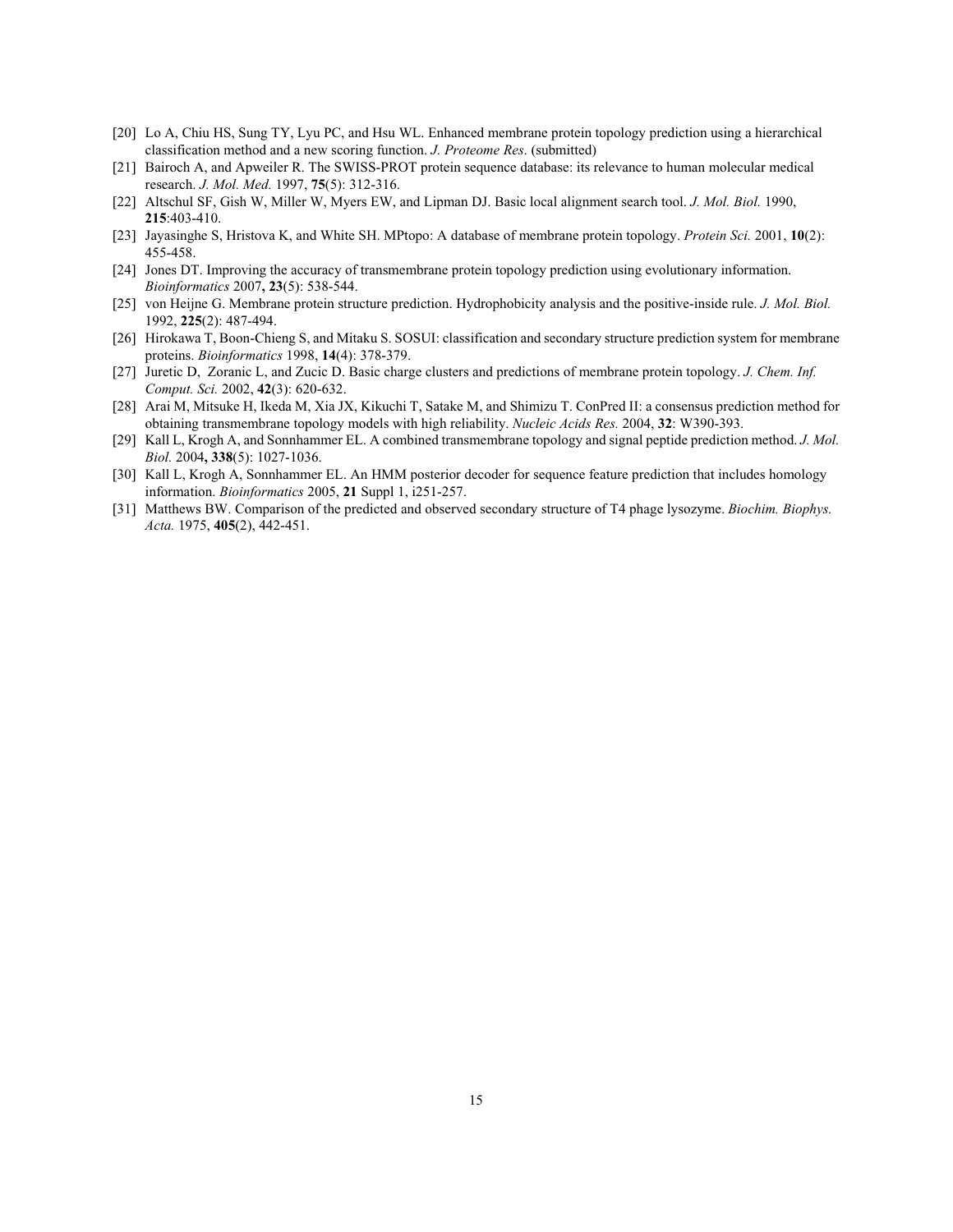[20] Lo A, Chiu HS, Sung TY, Lyu PC, and Hsu WL. Enhanced membrane protein topology prediction using a hierarchical classification method and a new scoring function. *J. Proteome Res*. (submitted)

[21] Bairoch A, and Apweiler R. The SWISS-PROT protein sequence database: its relevance to human molecular medical research. *J. Mol. Med.* 1997, **75**(5): 312-316.

[22] Altschul SF, Gish W, Miller W, Myers EW, and Lipman DJ. Basic local alignment search tool. *J. Mol. Biol.* 1990, **215**:403-410.

[23] Jayasinghe S, Hristova K, and White SH. MPtopo: A database of membrane protein topology. *Protein Sci.* 2001, **10**(2): 455-458.

[24] Jones DT. Improving the accuracy of transmembrane protein topology prediction using evolutionary information. *Bioinformatics* 2007**,** **23**(5): 538-544.

[25] von Heijne G. Membrane protein structure prediction. Hydrophobicity analysis and the positive-inside rule. *J. Mol. Biol.* 1992, **225**(2): 487-494.

[26] Hirokawa T, Boon-Chieng S, and Mitaku S. SOSUI: classification and secondary structure prediction system for membrane proteins. *Bioinformatics* 1998, **14**(4): 378-379.

[27] Juretic D, Zoranic L, and Zucic D. Basic charge clusters and predictions of membrane protein topology. *J. Chem. Inf. Comput. Sci.* 2002, **42**(3): 620-632.

[28] Arai M, Mitsuke H, Ikeda M, Xia JX, Kikuchi T, Satake M, and Shimizu T. ConPred II: a consensus prediction method for obtaining transmembrane topology models with high reliability. *Nucleic Acids Res.* 2004, **32**: W390-393.

[29] Kall L, Krogh A, and Sonnhammer EL. A combined transmembrane topology and signal peptide prediction method. *J. Mol. Biol.* 2004**,** **338**(5): 1027-1036.

[30] Kall L, Krogh A, Sonnhammer EL. An HMM posterior decoder for sequence feature prediction that includes homology information. *Bioinformatics* 2005, **21** Suppl 1, i251-257.

[31] Matthews BW. Comparison of the predicted and observed secondary structure of T4 phage lysozyme. *Biochim. Biophys. Acta.* 1975, **405**(2), 442-451.